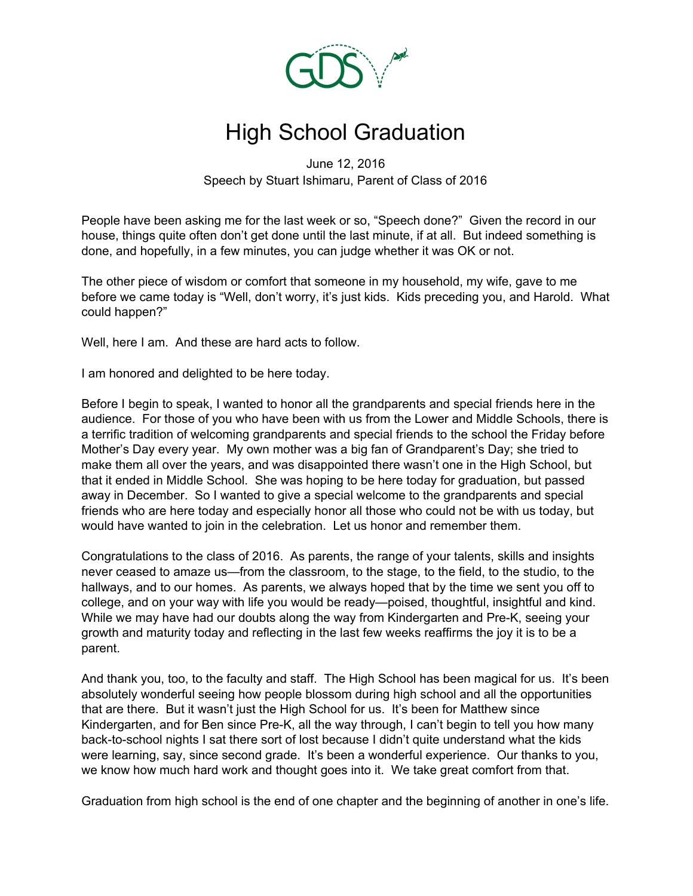GDS

# High School Graduation

June 12, 2016
Speech by Stuart Ishimaru, Parent of Class of 2016

People have been asking me for the last week or so, "Speech done?" Given the record in our house, things quite often don't get done until the last minute, if at all. But indeed something is done, and hopefully, in a few minutes, you can judge whether it was OK or not.

The other piece of wisdom or comfort that someone in my household, my wife, gave to me before we came today is "Well, don't worry, it's just kids. Kids preceding you, and Harold. What could happen?"

Well, here I am. And these are hard acts to follow.

I am honored and delighted to be here today.

Before I begin to speak, I wanted to honor all the grandparents and special friends here in the audience. For those of you who have been with us from the Lower and Middle Schools, there is a terrific tradition of welcoming grandparents and special friends to the school the Friday before Mother's Day every year. My own mother was a big fan of Grandparent's Day; she tried to make them all over the years, and was disappointed there wasn't one in the High School, but that it ended in Middle School. She was hoping to be here today for graduation, but passed away in December. So I wanted to give a special welcome to the grandparents and special friends who are here today and especially honor all those who could not be with us today, but would have wanted to join in the celebration. Let us honor and remember them.

Congratulations to the class of 2016. As parents, the range of your talents, skills and insights never ceased to amaze us—from the classroom, to the stage, to the field, to the studio, to the hallways, and to our homes. As parents, we always hoped that by the time we sent you off to college, and on your way with life you would be ready—poised, thoughtful, insightful and kind. While we may have had our doubts along the way from Kindergarten and Pre-K, seeing your growth and maturity today and reflecting in the last few weeks reaffirms the joy it is to be a parent.

And thank you, too, to the faculty and staff. The High School has been magical for us. It's been absolutely wonderful seeing how people blossom during high school and all the opportunities that are there. But it wasn't just the High School for us. It's been for Matthew since Kindergarten, and for Ben since Pre-K, all the way through, I can't begin to tell you how many back-to-school nights I sat there sort of lost because I didn't quite understand what the kids were learning, say, since second grade. It's been a wonderful experience. Our thanks to you, we know how much hard work and thought goes into it. We take great comfort from that.

Graduation from high school is the end of one chapter and the beginning of another in one's life.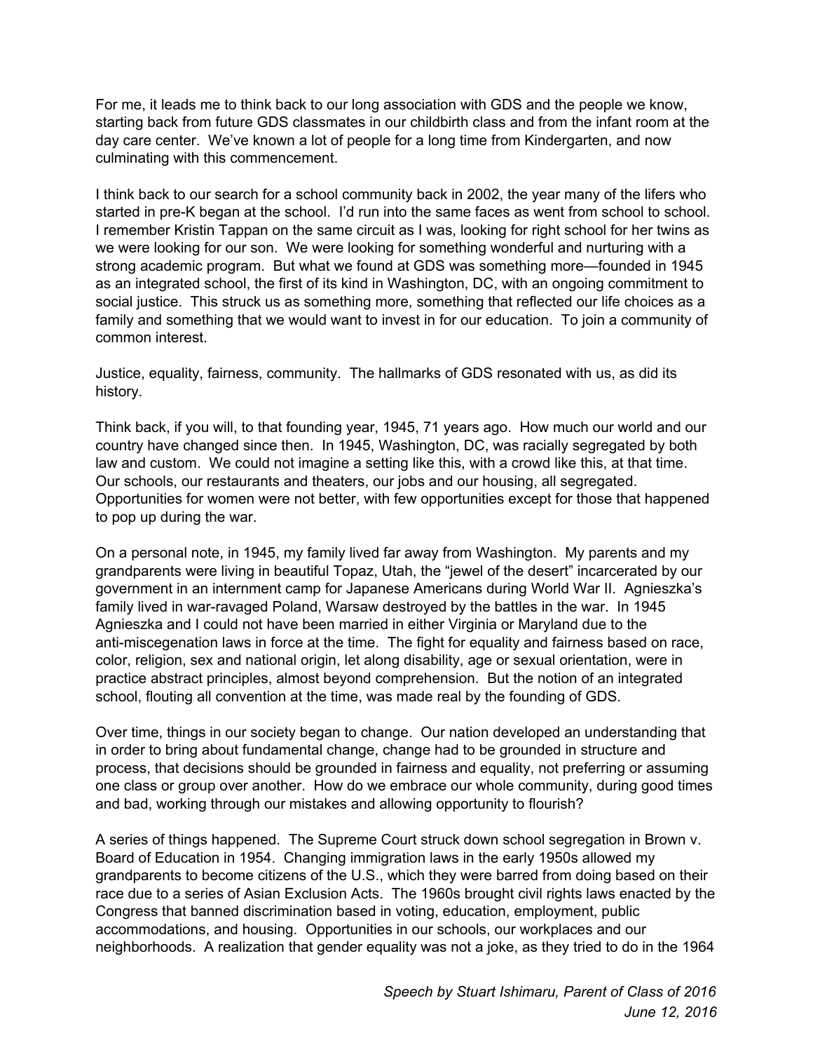For me, it leads me to think back to our long association with GDS and the people we know, starting back from future GDS classmates in our childbirth class and from the infant room at the day care center. We've known a lot of people for a long time from Kindergarten, and now culminating with this commencement.

I think back to our search for a school community back in 2002, the year many of the lifers who started in pre-K began at the school. I'd run into the same faces as went from school to school. I remember Kristin Tappan on the same circuit as I was, looking for right school for her twins as we were looking for our son. We were looking for something wonderful and nurturing with a strong academic program. But what we found at GDS was something more—founded in 1945 as an integrated school, the first of its kind in Washington, DC, with an ongoing commitment to social justice. This struck us as something more, something that reflected our life choices as a family and something that we would want to invest in for our education. To join a community of common interest.

Justice, equality, fairness, community. The hallmarks of GDS resonated with us, as did its history.

Think back, if you will, to that founding year, 1945, 71 years ago. How much our world and our country have changed since then. In 1945, Washington, DC, was racially segregated by both law and custom. We could not imagine a setting like this, with a crowd like this, at that time. Our schools, our restaurants and theaters, our jobs and our housing, all segregated. Opportunities for women were not better, with few opportunities except for those that happened to pop up during the war.

On a personal note, in 1945, my family lived far away from Washington. My parents and my grandparents were living in beautiful Topaz, Utah, the "jewel of the desert" incarcerated by our government in an internment camp for Japanese Americans during World War II. Agnieszka's family lived in war-ravaged Poland, Warsaw destroyed by the battles in the war. In 1945 Agnieszka and I could not have been married in either Virginia or Maryland due to the anti-miscegenation laws in force at the time. The fight for equality and fairness based on race, color, religion, sex and national origin, let along disability, age or sexual orientation, were in practice abstract principles, almost beyond comprehension. But the notion of an integrated school, flouting all convention at the time, was made real by the founding of GDS.

Over time, things in our society began to change. Our nation developed an understanding that in order to bring about fundamental change, change had to be grounded in structure and process, that decisions should be grounded in fairness and equality, not preferring or assuming one class or group over another. How do we embrace our whole community, during good times and bad, working through our mistakes and allowing opportunity to flourish?

A series of things happened. The Supreme Court struck down school segregation in Brown v. Board of Education in 1954. Changing immigration laws in the early 1950s allowed my grandparents to become citizens of the U.S., which they were barred from doing based on their race due to a series of Asian Exclusion Acts. The 1960s brought civil rights laws enacted by the Congress that banned discrimination based in voting, education, employment, public accommodations, and housing. Opportunities in our schools, our workplaces and our neighborhoods. A realization that gender equality was not a joke, as they tried to do in the 1964

*Speech by Stuart Ishimaru, Parent of Class of 2016*
*June 12, 2016*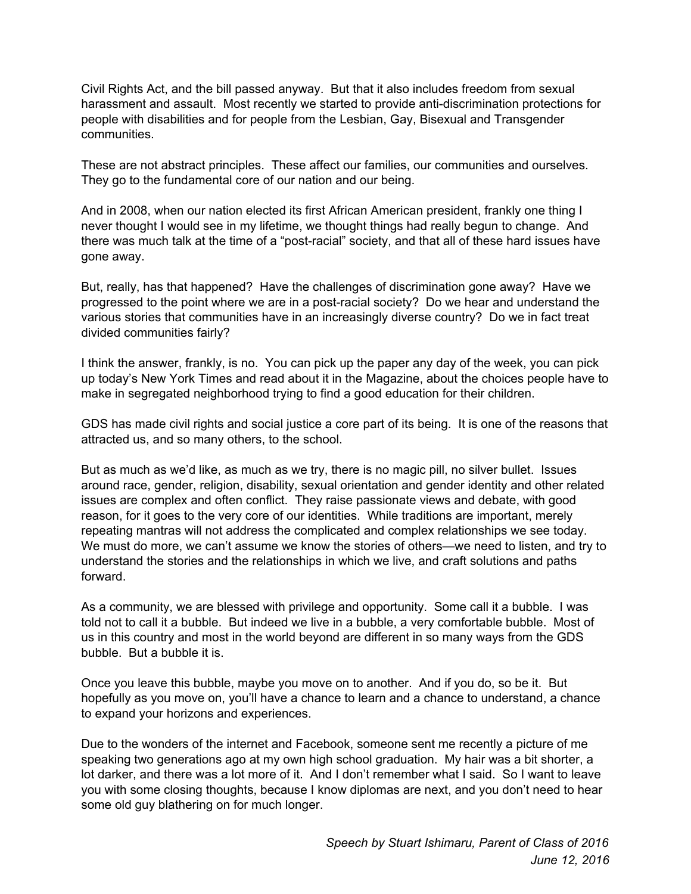Civil Rights Act, and the bill passed anyway. But that it also includes freedom from sexual harassment and assault. Most recently we started to provide anti-discrimination protections for people with disabilities and for people from the Lesbian, Gay, Bisexual and Transgender communities.

These are not abstract principles. These affect our families, our communities and ourselves. They go to the fundamental core of our nation and our being.

And in 2008, when our nation elected its first African American president, frankly one thing I never thought I would see in my lifetime, we thought things had really begun to change. And there was much talk at the time of a "post-racial" society, and that all of these hard issues have gone away.

But, really, has that happened? Have the challenges of discrimination gone away? Have we progressed to the point where we are in a post-racial society? Do we hear and understand the various stories that communities have in an increasingly diverse country? Do we in fact treat divided communities fairly?

I think the answer, frankly, is no. You can pick up the paper any day of the week, you can pick up today's New York Times and read about it in the Magazine, about the choices people have to make in segregated neighborhood trying to find a good education for their children.

GDS has made civil rights and social justice a core part of its being. It is one of the reasons that attracted us, and so many others, to the school.

But as much as we'd like, as much as we try, there is no magic pill, no silver bullet. Issues around race, gender, religion, disability, sexual orientation and gender identity and other related issues are complex and often conflict. They raise passionate views and debate, with good reason, for it goes to the very core of our identities. While traditions are important, merely repeating mantras will not address the complicated and complex relationships we see today. We must do more, we can't assume we know the stories of others—we need to listen, and try to understand the stories and the relationships in which we live, and craft solutions and paths forward.

As a community, we are blessed with privilege and opportunity. Some call it a bubble. I was told not to call it a bubble. But indeed we live in a bubble, a very comfortable bubble. Most of us in this country and most in the world beyond are different in so many ways from the GDS bubble. But a bubble it is.

Once you leave this bubble, maybe you move on to another. And if you do, so be it. But hopefully as you move on, you'll have a chance to learn and a chance to understand, a chance to expand your horizons and experiences.

Due to the wonders of the internet and Facebook, someone sent me recently a picture of me speaking two generations ago at my own high school graduation. My hair was a bit shorter, a lot darker, and there was a lot more of it. And I don't remember what I said. So I want to leave you with some closing thoughts, because I know diplomas are next, and you don't need to hear some old guy blathering on for much longer.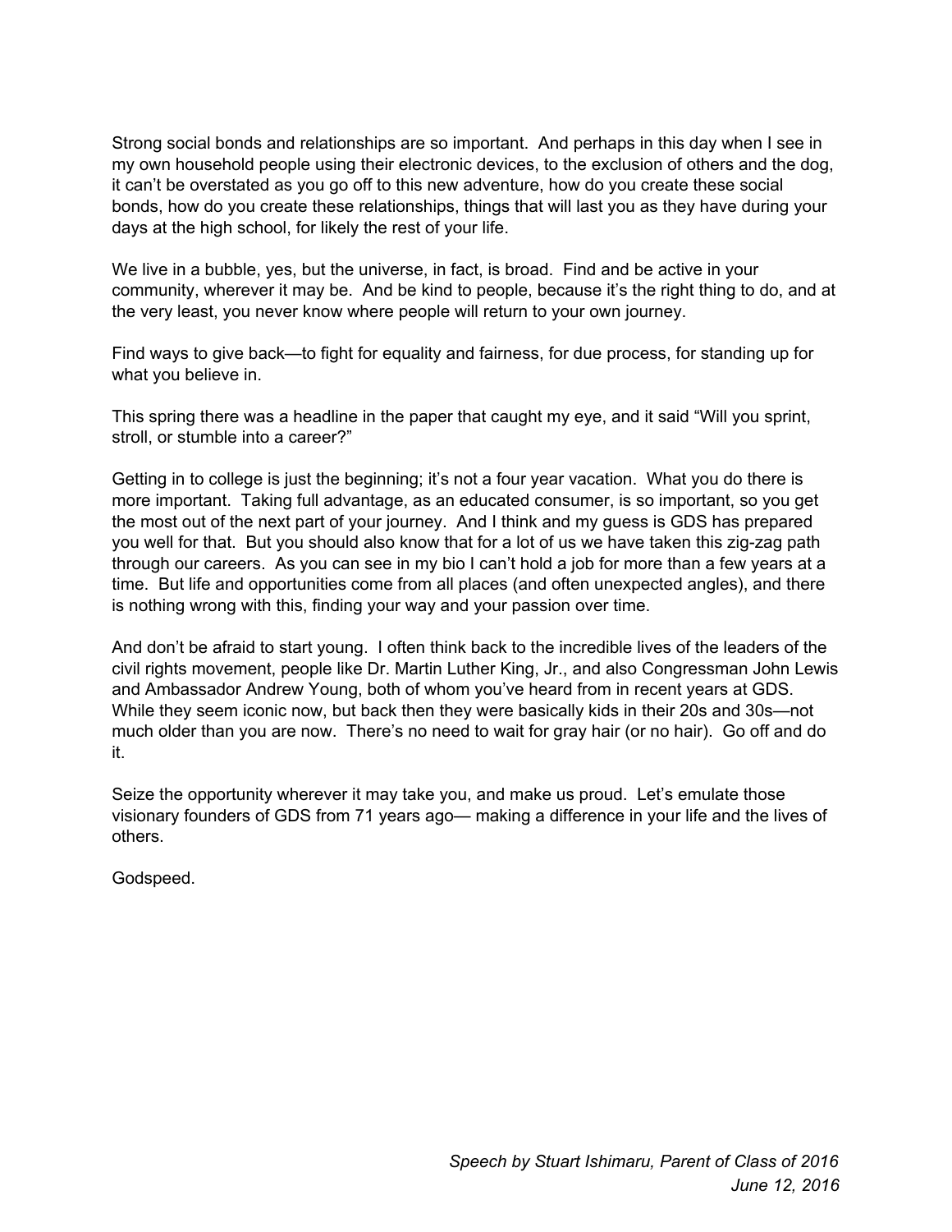Strong social bonds and relationships are so important. And perhaps in this day when I see in my own household people using their electronic devices, to the exclusion of others and the dog, it can't be overstated as you go off to this new adventure, how do you create these social bonds, how do you create these relationships, things that will last you as they have during your days at the high school, for likely the rest of your life.

We live in a bubble, yes, but the universe, in fact, is broad. Find and be active in your community, wherever it may be. And be kind to people, because it's the right thing to do, and at the very least, you never know where people will return to your own journey.

Find ways to give back—to fight for equality and fairness, for due process, for standing up for what you believe in.

This spring there was a headline in the paper that caught my eye, and it said "Will you sprint, stroll, or stumble into a career?"

Getting in to college is just the beginning; it's not a four year vacation. What you do there is more important. Taking full advantage, as an educated consumer, is so important, so you get the most out of the next part of your journey. And I think and my guess is GDS has prepared you well for that. But you should also know that for a lot of us we have taken this zig-zag path through our careers. As you can see in my bio I can't hold a job for more than a few years at a time. But life and opportunities come from all places (and often unexpected angles), and there is nothing wrong with this, finding your way and your passion over time.

And don't be afraid to start young. I often think back to the incredible lives of the leaders of the civil rights movement, people like Dr. Martin Luther King, Jr., and also Congressman John Lewis and Ambassador Andrew Young, both of whom you've heard from in recent years at GDS. While they seem iconic now, but back then they were basically kids in their 20s and 30s—not much older than you are now. There's no need to wait for gray hair (or no hair). Go off and do it.

Seize the opportunity wherever it may take you, and make us proud. Let's emulate those visionary founders of GDS from 71 years ago— making a difference in your life and the lives of others.

Godspeed.

*Speech by Stuart Ishimaru, Parent of Class of 2016*
*June 12, 2016*